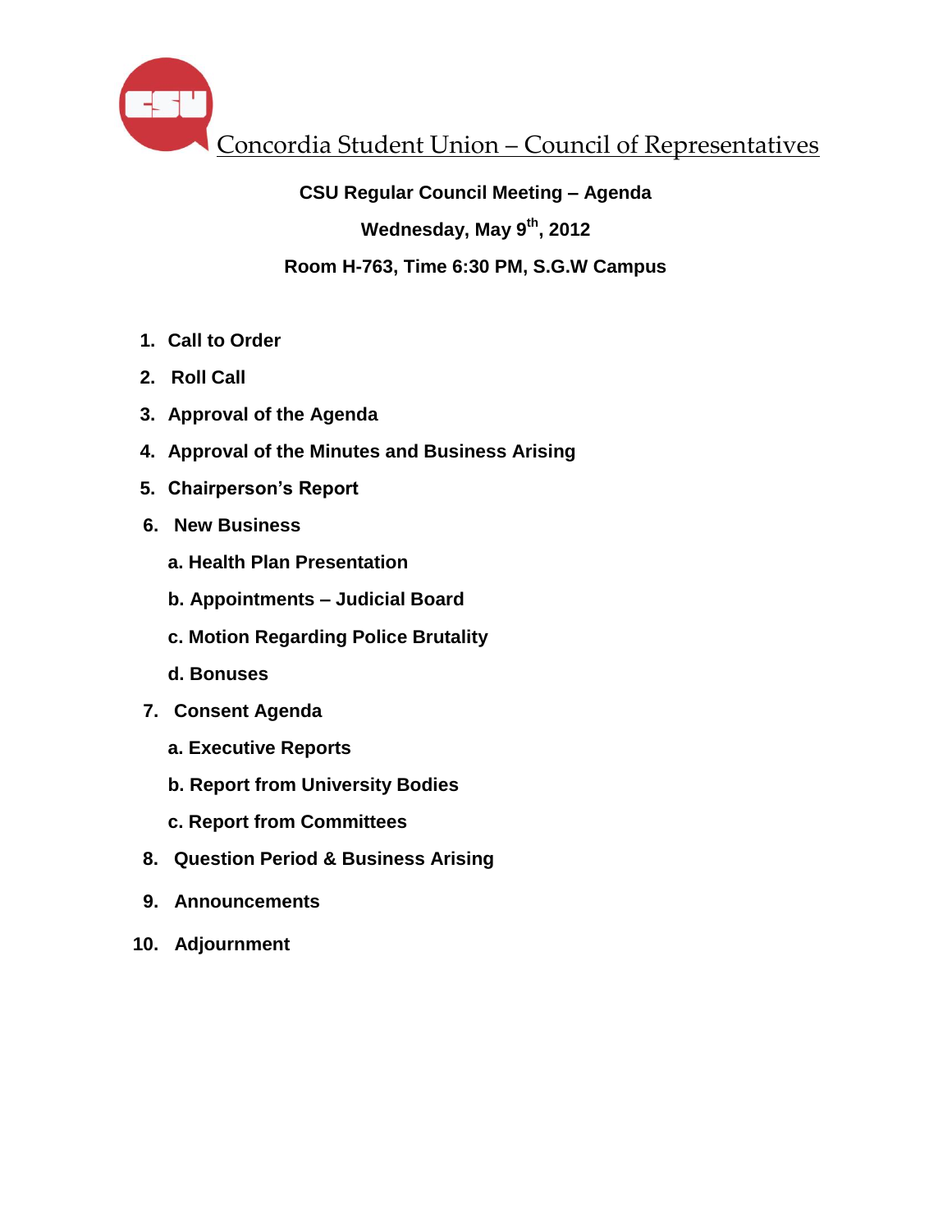# Concordia Student Union – Council of Representatives

**CSU Regular Council Meeting – Agenda**

**Wednesday, May 9th, 2012**

**Room H-763, Time 6:30 PM, S.G.W Campus**

1. **Call to Order**
2. **Roll Call**
3. **Approval of the Agenda**
4. **Approval of the Minutes and Business Arising**
5. **Chairperson's Report**
6. **New Business**
   - **a. Health Plan Presentation**
   - **b. Appointments – Judicial Board**
   - **c. Motion Regarding Police Brutality**
   - **d. Bonuses**
7. **Consent Agenda**
   - **a. Executive Reports**
   - **b. Report from University Bodies**
   - **c. Report from Committees**
8. **Question Period & Business Arising**
9. **Announcements**
10. **Adjournment**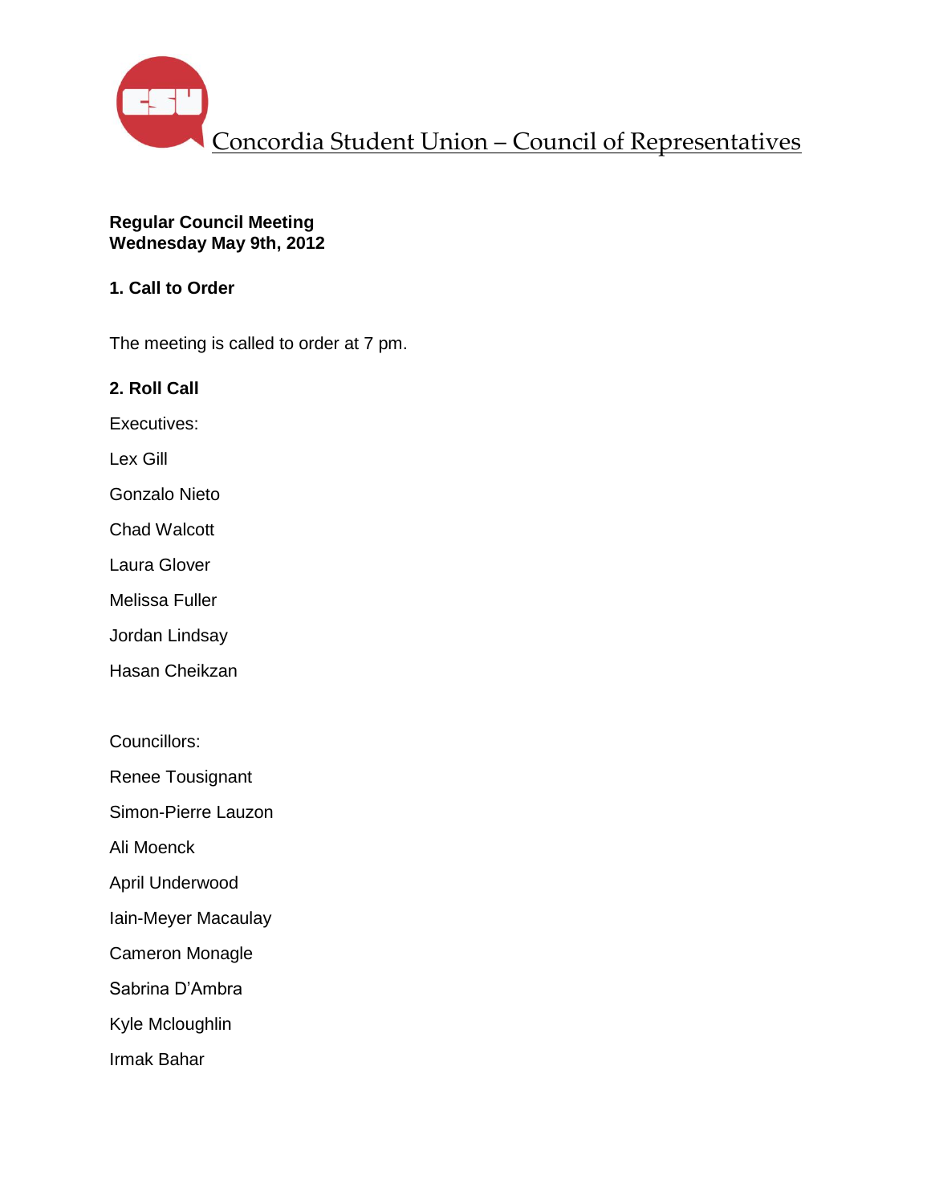# Concordia Student Union – Council of Representatives

**Regular Council Meeting**
**Wednesday May 9th, 2012**

## 1. Call to Order

The meeting is called to order at 7 pm.

## 2. Roll Call

Executives:

Lex Gill

Gonzalo Nieto

Chad Walcott

Laura Glover

Melissa Fuller

Jordan Lindsay

Hasan Cheikzan

Councillors:

Renee Tousignant

Simon-Pierre Lauzon

Ali Moenck

April Underwood

Iain-Meyer Macaulay

Cameron Monagle

Sabrina D'Ambra

Kyle Mcloughlin

Irmak Bahar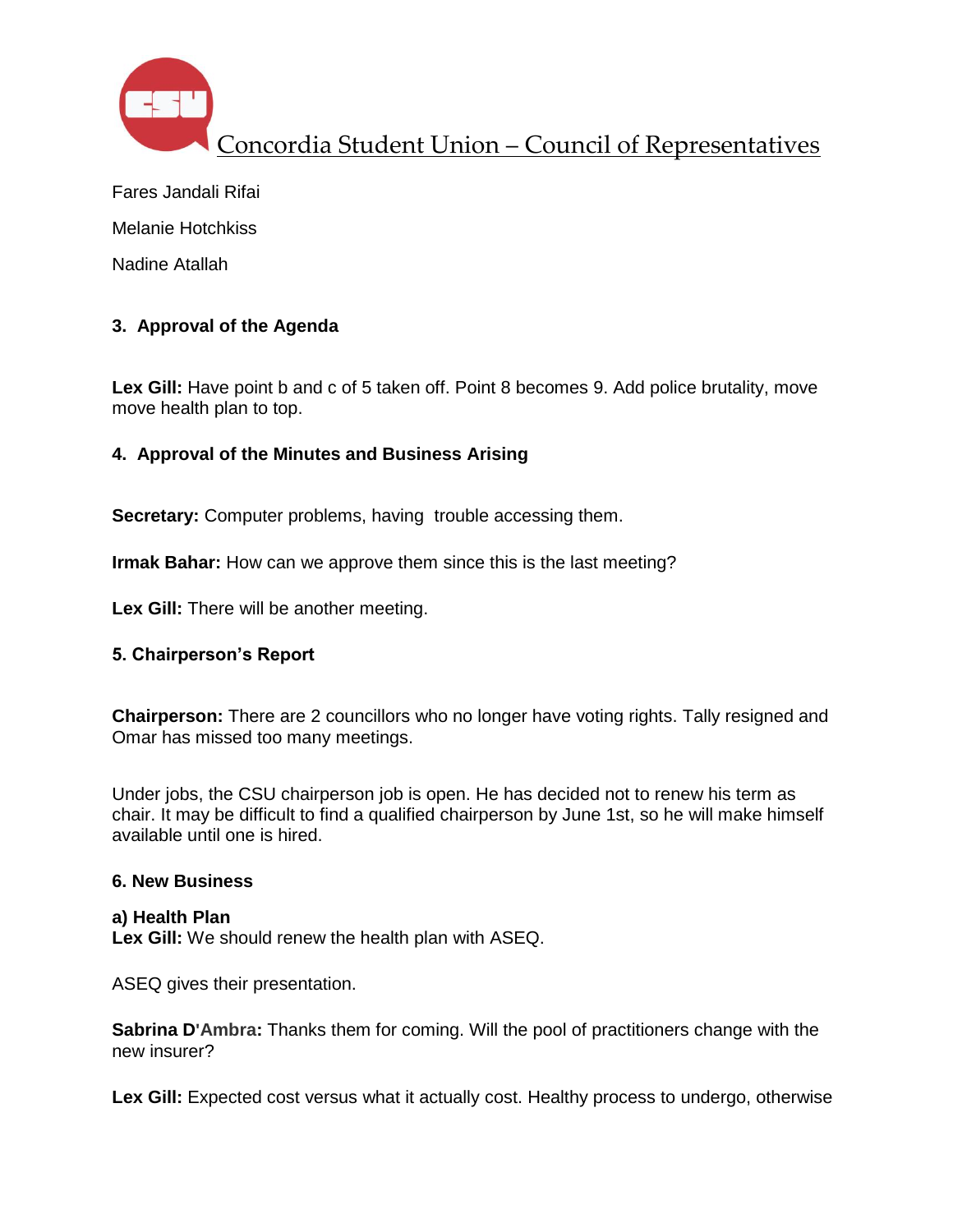Fares Jandali Rifai

Melanie Hotchkiss

Nadine Atallah

### 3. Approval of the Agenda

**Lex Gill:** Have point b and c of 5 taken off. Point 8 becomes 9. Add police brutality, move move health plan to top.

### 4. Approval of the Minutes and Business Arising

**Secretary:** Computer problems, having trouble accessing them.

**Irmak Bahar:** How can we approve them since this is the last meeting?

**Lex Gill:** There will be another meeting.

### 5. Chairperson's Report

**Chairperson:** There are 2 councillors who no longer have voting rights. Tally resigned and Omar has missed too many meetings.

Under jobs, the CSU chairperson job is open. He has decided not to renew his term as chair. It may be difficult to find a qualified chairperson by June 1st, so he will make himself available until one is hired.

### 6. New Business

**a) Health Plan**
**Lex Gill:** We should renew the health plan with ASEQ.

ASEQ gives their presentation.

**Sabrina D'Ambra:** Thanks them for coming. Will the pool of practitioners change with the new insurer?

**Lex Gill:** Expected cost versus what it actually cost. Healthy process to undergo, otherwise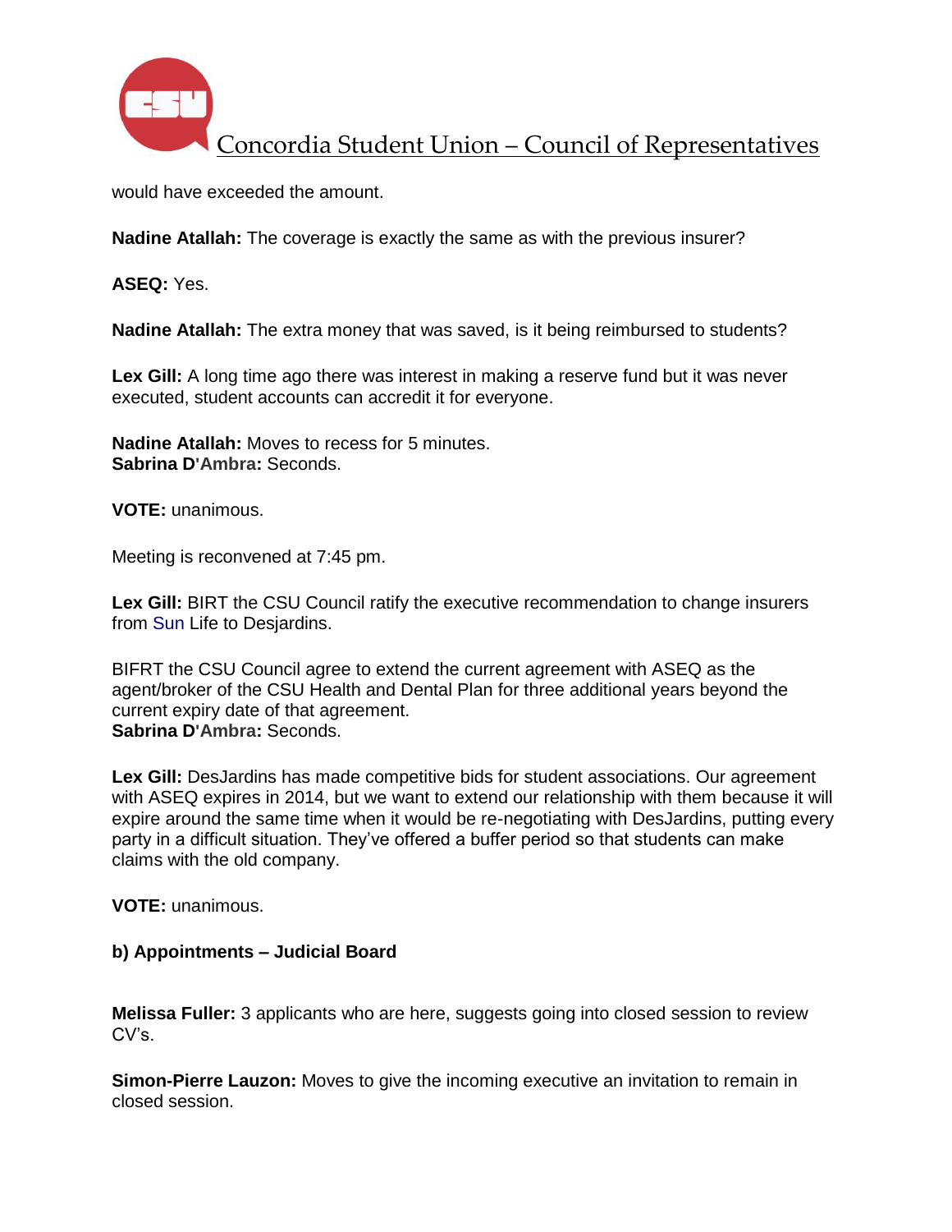would have exceeded the amount.

**Nadine Atallah:** The coverage is exactly the same as with the previous insurer?

**ASEQ:** Yes.

**Nadine Atallah:** The extra money that was saved, is it being reimbursed to students?

**Lex Gill:** A long time ago there was interest in making a reserve fund but it was never executed, student accounts can accredit it for everyone.

**Nadine Atallah:** Moves to recess for 5 minutes.
**Sabrina D'Ambra:** Seconds.

**VOTE:** unanimous.

Meeting is reconvened at 7:45 pm.

**Lex Gill:** BIRT the CSU Council ratify the executive recommendation to change insurers from Sun Life to Desjardins.

BIFRT the CSU Council agree to extend the current agreement with ASEQ as the agent/broker of the CSU Health and Dental Plan for three additional years beyond the current expiry date of that agreement.
**Sabrina D'Ambra:** Seconds.

**Lex Gill:** DesJardins has made competitive bids for student associations. Our agreement with ASEQ expires in 2014, but we want to extend our relationship with them because it will expire around the same time when it would be re-negotiating with DesJardins, putting every party in a difficult situation. They've offered a buffer period so that students can make claims with the old company.

**VOTE:** unanimous.

**b) Appointments – Judicial Board**

**Melissa Fuller:** 3 applicants who are here, suggests going into closed session to review CV's.

**Simon-Pierre Lauzon:** Moves to give the incoming executive an invitation to remain in closed session.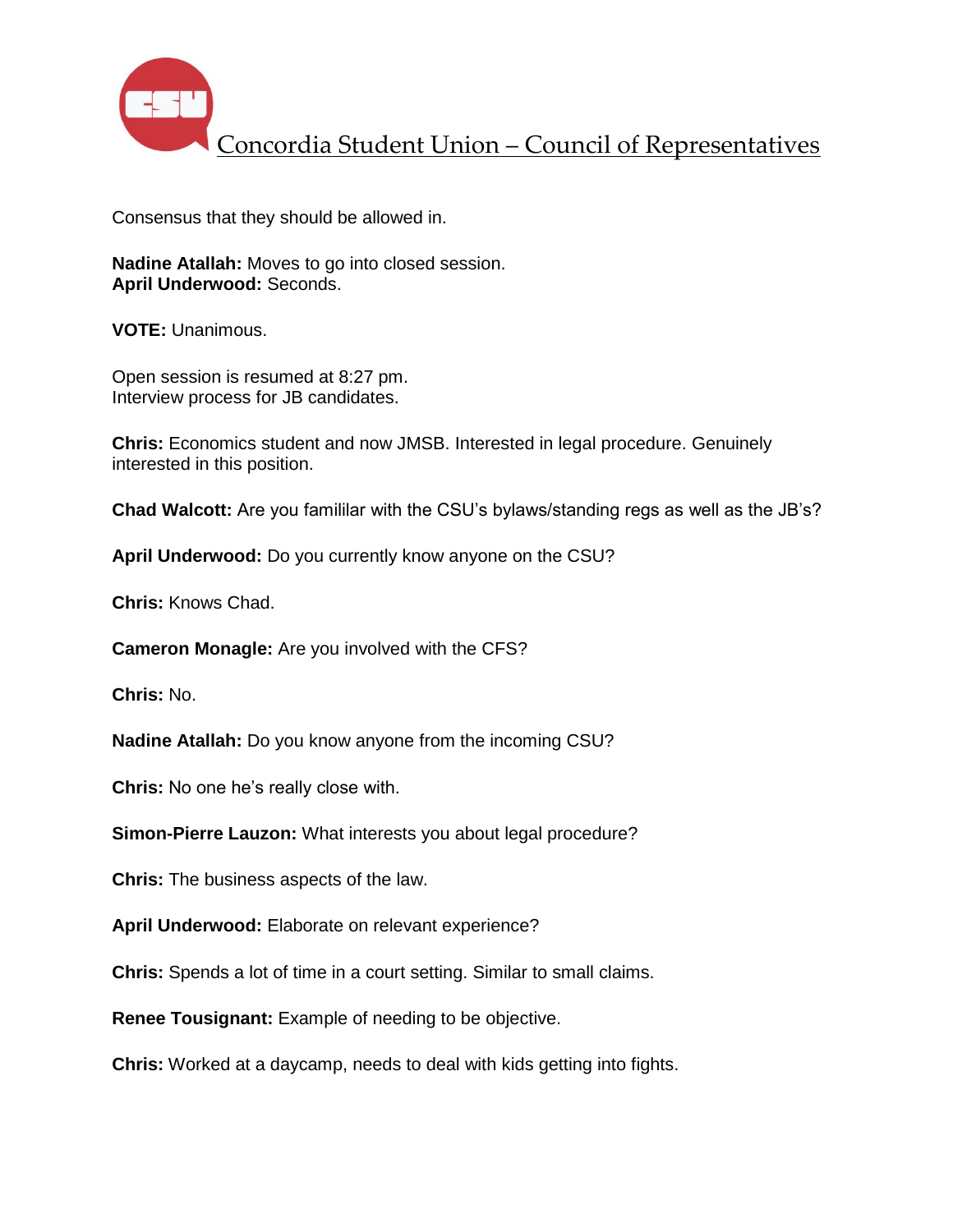Consensus that they should be allowed in.

**Nadine Atallah:** Moves to go into closed session.
**April Underwood:** Seconds.

**VOTE:** Unanimous.

Open session is resumed at 8:27 pm.
Interview process for JB candidates.

**Chris:** Economics student and now JMSB. Interested in legal procedure. Genuinely interested in this position.

**Chad Walcott:** Are you famililar with the CSU's bylaws/standing regs as well as the JB's?

**April Underwood:** Do you currently know anyone on the CSU?

**Chris:** Knows Chad.

**Cameron Monagle:** Are you involved with the CFS?

**Chris:** No.

**Nadine Atallah:** Do you know anyone from the incoming CSU?

**Chris:** No one he's really close with.

**Simon-Pierre Lauzon:** What interests you about legal procedure?

**Chris:** The business aspects of the law.

**April Underwood:** Elaborate on relevant experience?

**Chris:** Spends a lot of time in a court setting. Similar to small claims.

**Renee Tousignant:** Example of needing to be objective.

**Chris:** Worked at a daycamp, needs to deal with kids getting into fights.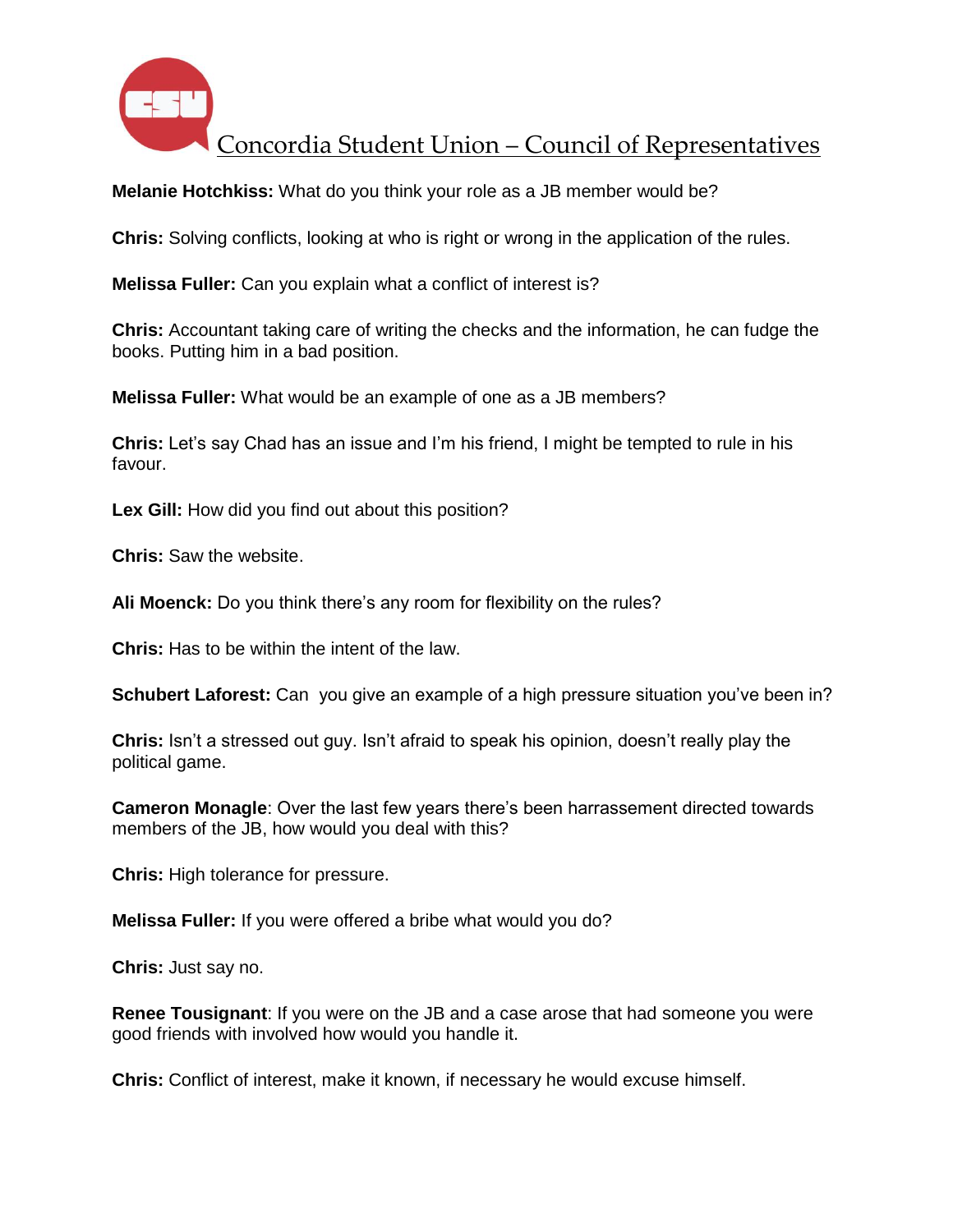**Melanie Hotchkiss:** What do you think your role as a JB member would be?

**Chris:** Solving conflicts, looking at who is right or wrong in the application of the rules.

**Melissa Fuller:** Can you explain what a conflict of interest is?

**Chris:** Accountant taking care of writing the checks and the information, he can fudge the books. Putting him in a bad position.

**Melissa Fuller:** What would be an example of one as a JB members?

**Chris:** Let's say Chad has an issue and I'm his friend, I might be tempted to rule in his favour.

**Lex Gill:** How did you find out about this position?

**Chris:** Saw the website.

**Ali Moenck:** Do you think there's any room for flexibility on the rules?

**Chris:** Has to be within the intent of the law.

**Schubert Laforest:** Can you give an example of a high pressure situation you've been in?

**Chris:** Isn't a stressed out guy. Isn't afraid to speak his opinion, doesn't really play the political game.

**Cameron Monagle**: Over the last few years there's been harrassement directed towards members of the JB, how would you deal with this?

**Chris:** High tolerance for pressure.

**Melissa Fuller:** If you were offered a bribe what would you do?

**Chris:** Just say no.

**Renee Tousignant**: If you were on the JB and a case arose that had someone you were good friends with involved how would you handle it.

**Chris:** Conflict of interest, make it known, if necessary he would excuse himself.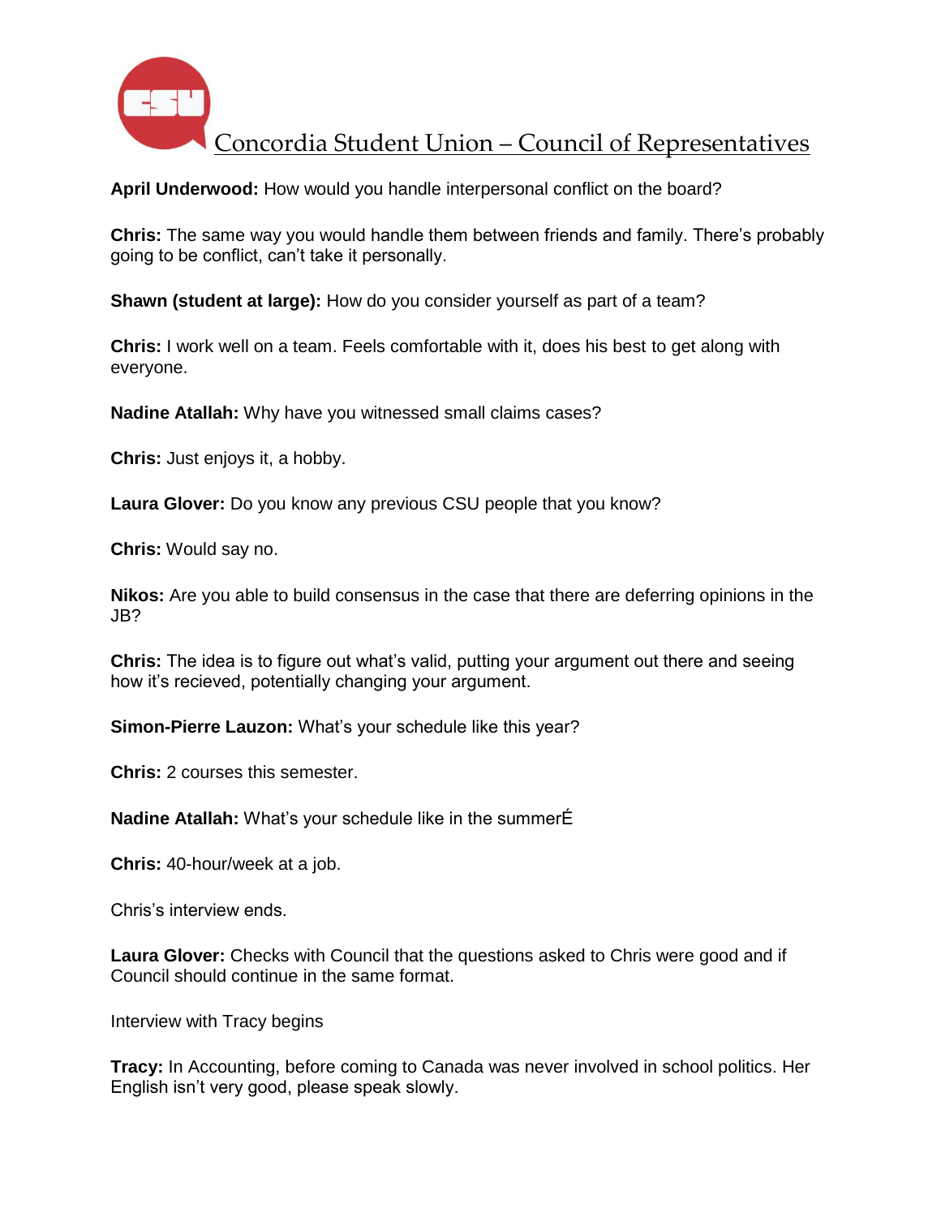**April Underwood:** How would you handle interpersonal conflict on the board?

**Chris:** The same way you would handle them between friends and family. There's probably going to be conflict, can't take it personally.

**Shawn (student at large):** How do you consider yourself as part of a team?

**Chris:** I work well on a team. Feels comfortable with it, does his best to get along with everyone.

**Nadine Atallah:** Why have you witnessed small claims cases?

**Chris:** Just enjoys it, a hobby.

**Laura Glover:** Do you know any previous CSU people that you know?

**Chris:** Would say no.

**Nikos:** Are you able to build consensus in the case that there are deferring opinions in the JB?

**Chris:** The idea is to figure out what's valid, putting your argument out there and seeing how it's recieved, potentially changing your argument.

**Simon-Pierre Lauzon:** What's your schedule like this year?

**Chris:** 2 courses this semester.

**Nadine Atallah:** What's your schedule like in the summerÉ

**Chris:** 40-hour/week at a job.

Chris's interview ends.

**Laura Glover:** Checks with Council that the questions asked to Chris were good and if Council should continue in the same format.

Interview with Tracy begins

**Tracy:** In Accounting, before coming to Canada was never involved in school politics. Her English isn't very good, please speak slowly.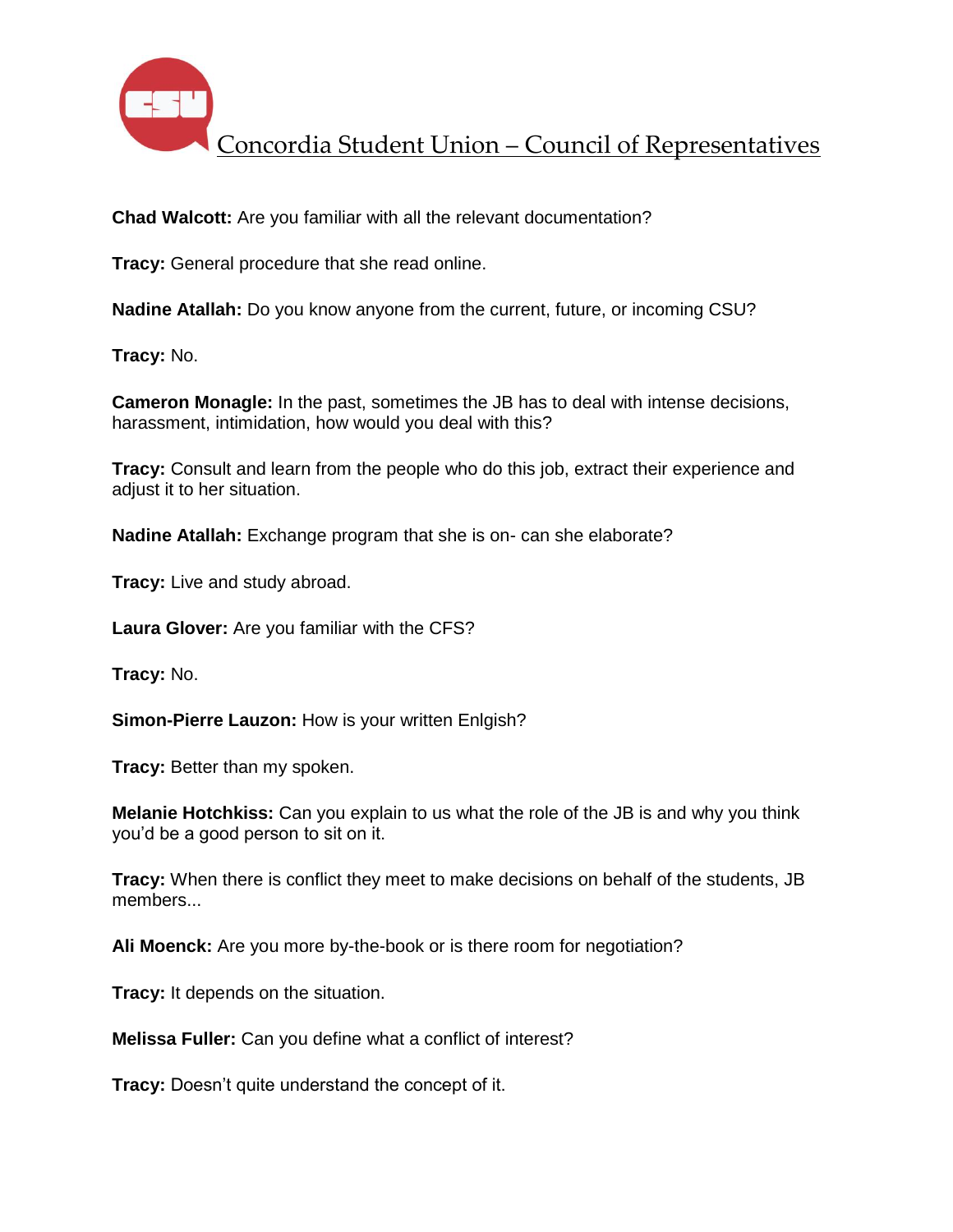**Chad Walcott:** Are you familiar with all the relevant documentation?

**Tracy:** General procedure that she read online.

**Nadine Atallah:** Do you know anyone from the current, future, or incoming CSU?

**Tracy:** No.

**Cameron Monagle:** In the past, sometimes the JB has to deal with intense decisions, harassment, intimidation, how would you deal with this?

**Tracy:** Consult and learn from the people who do this job, extract their experience and adjust it to her situation.

**Nadine Atallah:** Exchange program that she is on- can she elaborate?

**Tracy:** Live and study abroad.

**Laura Glover:** Are you familiar with the CFS?

**Tracy:** No.

**Simon-Pierre Lauzon:** How is your written Enlgish?

**Tracy:** Better than my spoken.

**Melanie Hotchkiss:** Can you explain to us what the role of the JB is and why you think you'd be a good person to sit on it.

**Tracy:** When there is conflict they meet to make decisions on behalf of the students, JB members...

**Ali Moenck:** Are you more by-the-book or is there room for negotiation?

**Tracy:** It depends on the situation.

**Melissa Fuller:** Can you define what a conflict of interest?

**Tracy:** Doesn't quite understand the concept of it.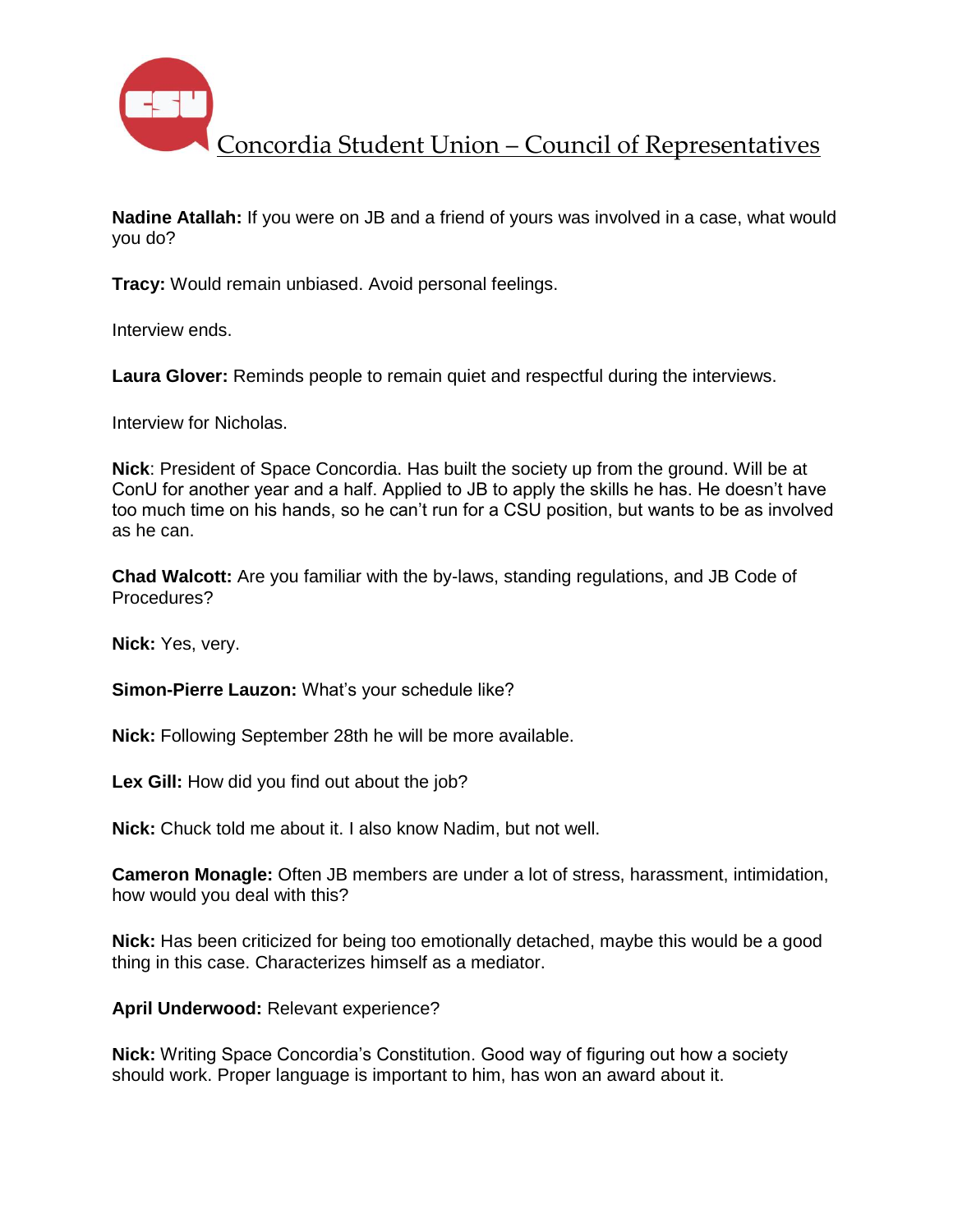**Nadine Atallah:** If you were on JB and a friend of yours was involved in a case, what would you do?

**Tracy:** Would remain unbiased. Avoid personal feelings.

Interview ends.

**Laura Glover:** Reminds people to remain quiet and respectful during the interviews.

Interview for Nicholas.

**Nick**: President of Space Concordia. Has built the society up from the ground. Will be at ConU for another year and a half. Applied to JB to apply the skills he has. He doesn't have too much time on his hands, so he can't run for a CSU position, but wants to be as involved as he can.

**Chad Walcott:** Are you familiar with the by-laws, standing regulations, and JB Code of Procedures?

**Nick:** Yes, very.

**Simon-Pierre Lauzon:** What's your schedule like?

**Nick:** Following September 28th he will be more available.

**Lex Gill:** How did you find out about the job?

**Nick:** Chuck told me about it. I also know Nadim, but not well.

**Cameron Monagle:** Often JB members are under a lot of stress, harassment, intimidation, how would you deal with this?

**Nick:** Has been criticized for being too emotionally detached, maybe this would be a good thing in this case. Characterizes himself as a mediator.

**April Underwood:** Relevant experience?

**Nick:** Writing Space Concordia's Constitution. Good way of figuring out how a society should work. Proper language is important to him, has won an award about it.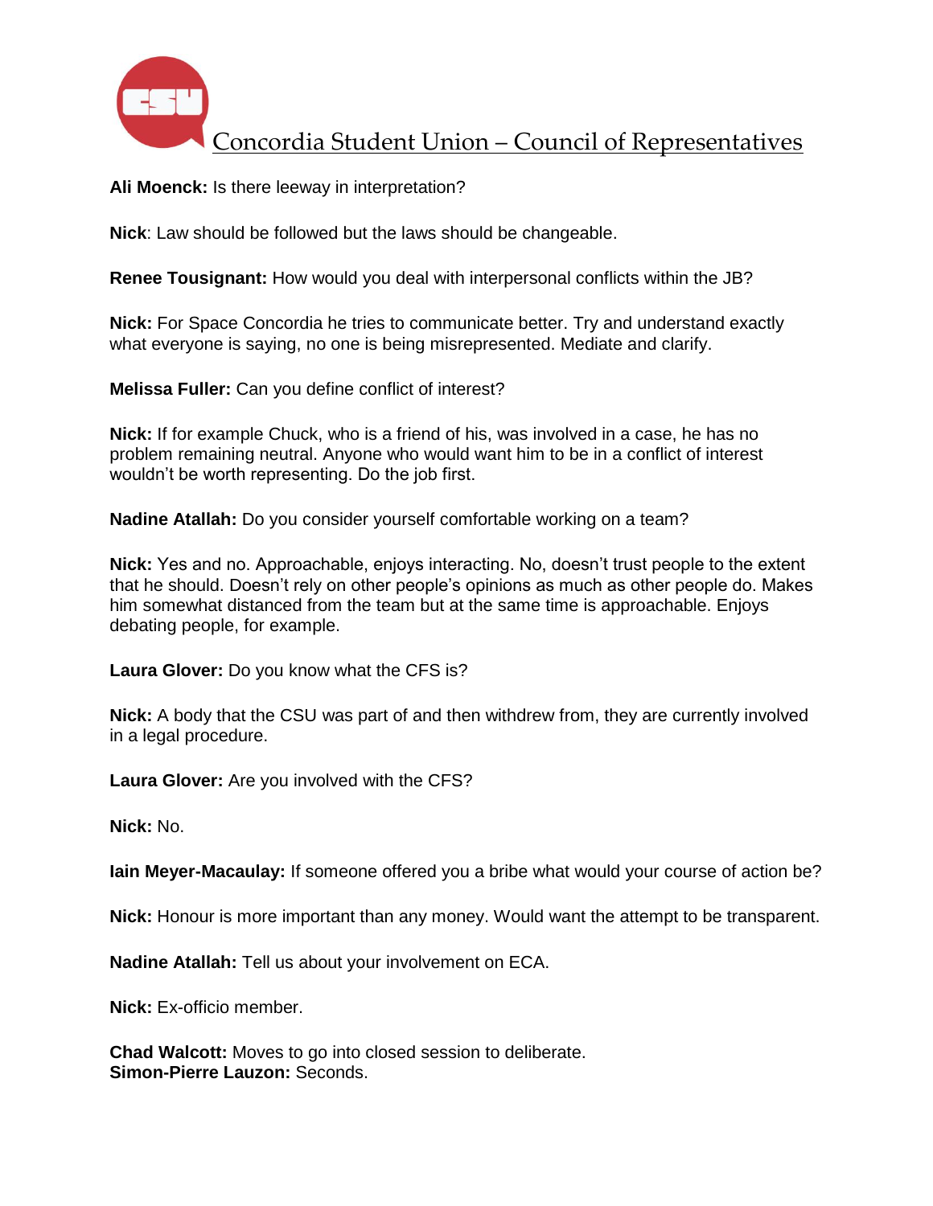**Ali Moenck:** Is there leeway in interpretation?

**Nick**: Law should be followed but the laws should be changeable.

**Renee Tousignant:** How would you deal with interpersonal conflicts within the JB?

**Nick:** For Space Concordia he tries to communicate better. Try and understand exactly what everyone is saying, no one is being misrepresented. Mediate and clarify.

**Melissa Fuller:** Can you define conflict of interest?

**Nick:** If for example Chuck, who is a friend of his, was involved in a case, he has no problem remaining neutral. Anyone who would want him to be in a conflict of interest wouldn't be worth representing. Do the job first.

**Nadine Atallah:** Do you consider yourself comfortable working on a team?

**Nick:** Yes and no. Approachable, enjoys interacting. No, doesn't trust people to the extent that he should. Doesn't rely on other people's opinions as much as other people do. Makes him somewhat distanced from the team but at the same time is approachable. Enjoys debating people, for example.

**Laura Glover:** Do you know what the CFS is?

**Nick:** A body that the CSU was part of and then withdrew from, they are currently involved in a legal procedure.

**Laura Glover:** Are you involved with the CFS?

**Nick:** No.

**Iain Meyer-Macaulay:** If someone offered you a bribe what would your course of action be?

**Nick:** Honour is more important than any money. Would want the attempt to be transparent.

**Nadine Atallah:** Tell us about your involvement on ECA.

**Nick:** Ex-officio member.

**Chad Walcott:** Moves to go into closed session to deliberate.
**Simon-Pierre Lauzon:** Seconds.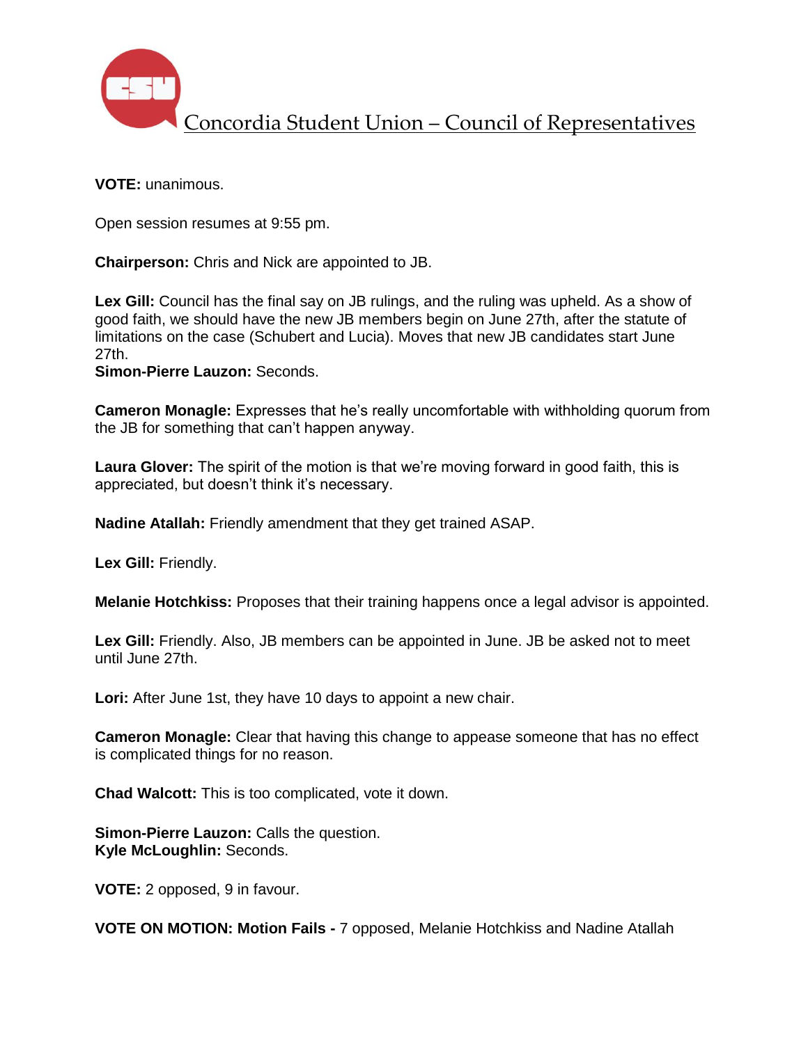**VOTE:** unanimous.

Open session resumes at 9:55 pm.

**Chairperson:** Chris and Nick are appointed to JB.

**Lex Gill:** Council has the final say on JB rulings, and the ruling was upheld. As a show of good faith, we should have the new JB members begin on June 27th, after the statute of limitations on the case (Schubert and Lucia). Moves that new JB candidates start June 27th.
**Simon-Pierre Lauzon:** Seconds.

**Cameron Monagle:** Expresses that he's really uncomfortable with withholding quorum from the JB for something that can't happen anyway.

**Laura Glover:** The spirit of the motion is that we're moving forward in good faith, this is appreciated, but doesn't think it's necessary.

**Nadine Atallah:** Friendly amendment that they get trained ASAP.

**Lex Gill:** Friendly.

**Melanie Hotchkiss:** Proposes that their training happens once a legal advisor is appointed.

**Lex Gill:** Friendly. Also, JB members can be appointed in June. JB be asked not to meet until June 27th.

**Lori:** After June 1st, they have 10 days to appoint a new chair.

**Cameron Monagle:** Clear that having this change to appease someone that has no effect is complicated things for no reason.

**Chad Walcott:** This is too complicated, vote it down.

**Simon-Pierre Lauzon:** Calls the question.
**Kyle McLoughlin:** Seconds.

**VOTE:** 2 opposed, 9 in favour.

**VOTE ON MOTION: Motion Fails -** 7 opposed, Melanie Hotchkiss and Nadine Atallah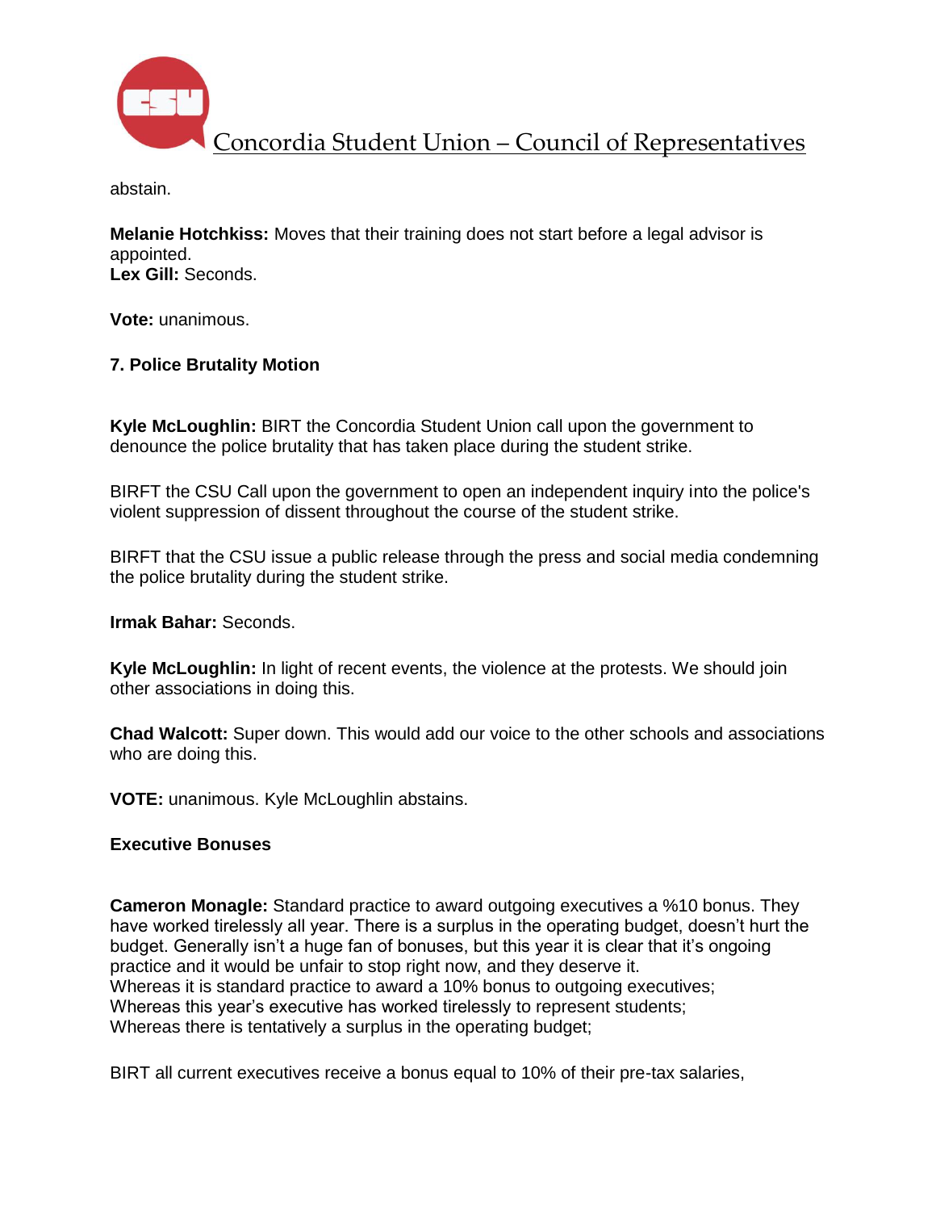abstain.

**Melanie Hotchkiss:** Moves that their training does not start before a legal advisor is appointed.
**Lex Gill:** Seconds.

**Vote:** unanimous.

**7. Police Brutality Motion**

**Kyle McLoughlin:** BIRT the Concordia Student Union call upon the government to denounce the police brutality that has taken place during the student strike.

BIRFT the CSU Call upon the government to open an independent inquiry into the police's violent suppression of dissent throughout the course of the student strike.

BIRFT that the CSU issue a public release through the press and social media condemning the police brutality during the student strike.

**Irmak Bahar:** Seconds.

**Kyle McLoughlin:** In light of recent events, the violence at the protests. We should join other associations in doing this.

**Chad Walcott:** Super down. This would add our voice to the other schools and associations who are doing this.

**VOTE:** unanimous. Kyle McLoughlin abstains.

**Executive Bonuses**

**Cameron Monagle:** Standard practice to award outgoing executives a %10 bonus. They have worked tirelessly all year. There is a surplus in the operating budget, doesn't hurt the budget. Generally isn't a huge fan of bonuses, but this year it is clear that it's ongoing practice and it would be unfair to stop right now, and they deserve it.
Whereas it is standard practice to award a 10% bonus to outgoing executives;
Whereas this year's executive has worked tirelessly to represent students;
Whereas there is tentatively a surplus in the operating budget;

BIRT all current executives receive a bonus equal to 10% of their pre-tax salaries,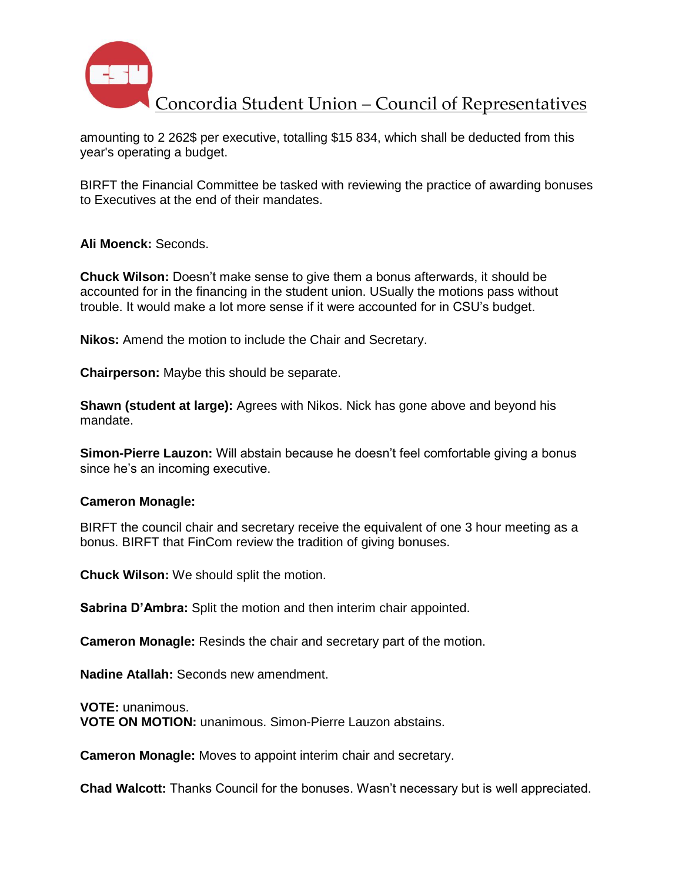amounting to 2 262$ per executive, totalling $15 834, which shall be deducted from this year's operating a budget.

BIRFT the Financial Committee be tasked with reviewing the practice of awarding bonuses to Executives at the end of their mandates.

**Ali Moenck:** Seconds.

**Chuck Wilson:** Doesn't make sense to give them a bonus afterwards, it should be accounted for in the financing in the student union. USually the motions pass without trouble. It would make a lot more sense if it were accounted for in CSU's budget.

**Nikos:** Amend the motion to include the Chair and Secretary.

**Chairperson:** Maybe this should be separate.

**Shawn (student at large):** Agrees with Nikos. Nick has gone above and beyond his mandate.

**Simon-Pierre Lauzon:** Will abstain because he doesn't feel comfortable giving a bonus since he's an incoming executive.

**Cameron Monagle:**

BIRFT the council chair and secretary receive the equivalent of one 3 hour meeting as a bonus. BIRFT that FinCom review the tradition of giving bonuses.

**Chuck Wilson:** We should split the motion.

**Sabrina D'Ambra:** Split the motion and then interim chair appointed.

**Cameron Monagle:** Resinds the chair and secretary part of the motion.

**Nadine Atallah:** Seconds new amendment.

**VOTE:** unanimous.
**VOTE ON MOTION:** unanimous. Simon-Pierre Lauzon abstains.

**Cameron Monagle:** Moves to appoint interim chair and secretary.

**Chad Walcott:** Thanks Council for the bonuses. Wasn't necessary but is well appreciated.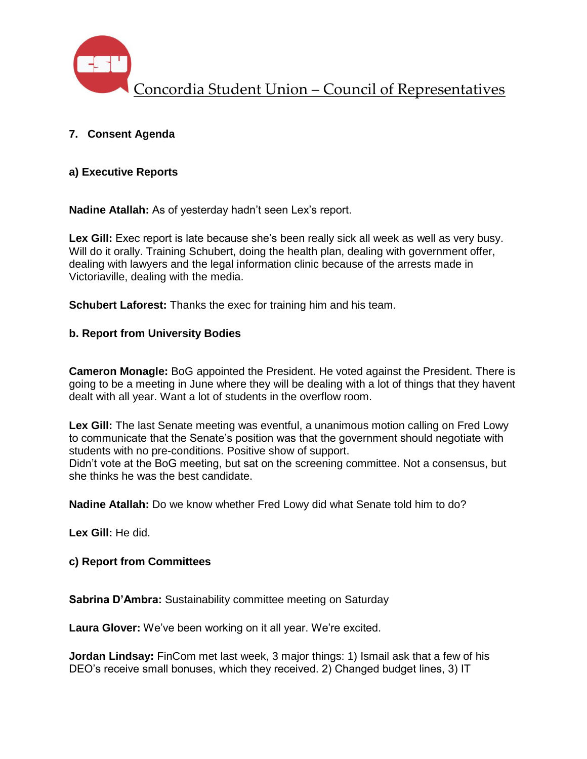## 7. Consent Agenda

### a) Executive Reports

**Nadine Atallah:** As of yesterday hadn't seen Lex's report.

**Lex Gill:** Exec report is late because she's been really sick all week as well as very busy. Will do it orally. Training Schubert, doing the health plan, dealing with government offer, dealing with lawyers and the legal information clinic because of the arrests made in Victoriaville, dealing with the media.

**Schubert Laforest:** Thanks the exec for training him and his team.

### b. Report from University Bodies

**Cameron Monagle:** BoG appointed the President. He voted against the President. There is going to be a meeting in June where they will be dealing with a lot of things that they havent dealt with all year. Want a lot of students in the overflow room.

**Lex Gill:** The last Senate meeting was eventful, a unanimous motion calling on Fred Lowy to communicate that the Senate's position was that the government should negotiate with students with no pre-conditions. Positive show of support.
Didn't vote at the BoG meeting, but sat on the screening committee. Not a consensus, but she thinks he was the best candidate.

**Nadine Atallah:** Do we know whether Fred Lowy did what Senate told him to do?

**Lex Gill:** He did.

### c) Report from Committees

**Sabrina D'Ambra:** Sustainability committee meeting on Saturday

**Laura Glover:** We've been working on it all year. We're excited.

**Jordan Lindsay:** FinCom met last week, 3 major things: 1) Ismail ask that a few of his DEO's receive small bonuses, which they received. 2) Changed budget lines, 3) IT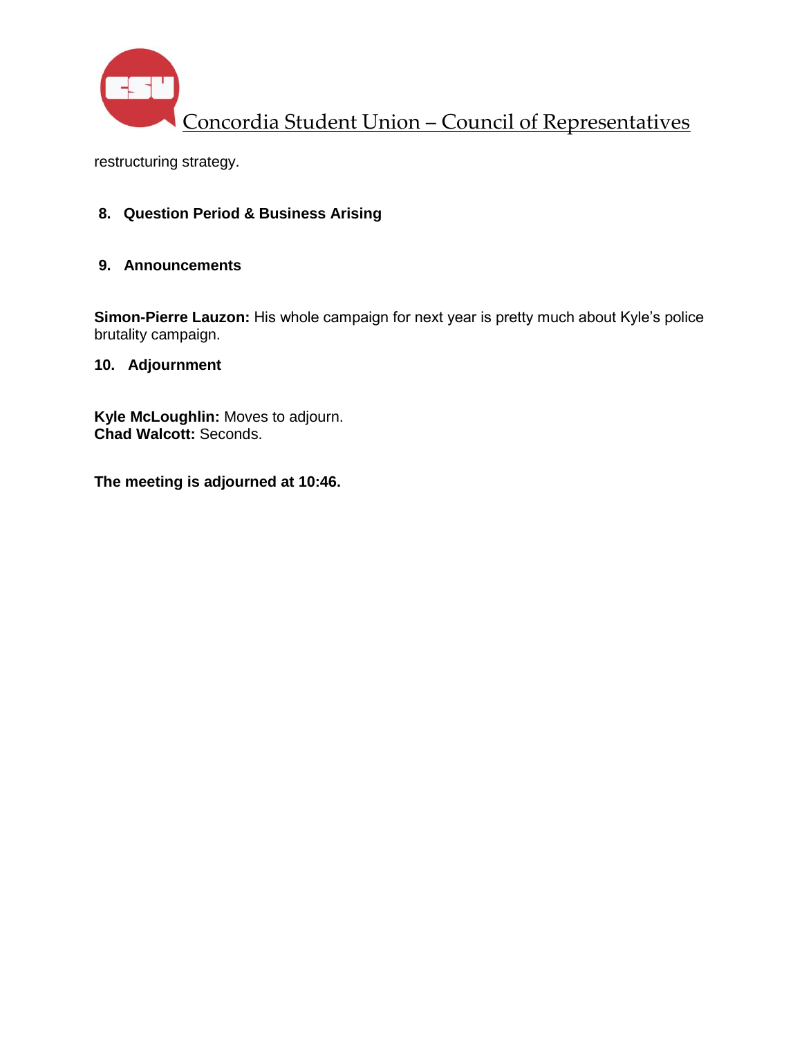restructuring strategy.

**8. Question Period & Business Arising**

**9. Announcements**

**Simon-Pierre Lauzon:** His whole campaign for next year is pretty much about Kyle's police brutality campaign.

**10. Adjournment**

**Kyle McLoughlin:** Moves to adjourn.
**Chad Walcott:** Seconds.

**The meeting is adjourned at 10:46.**